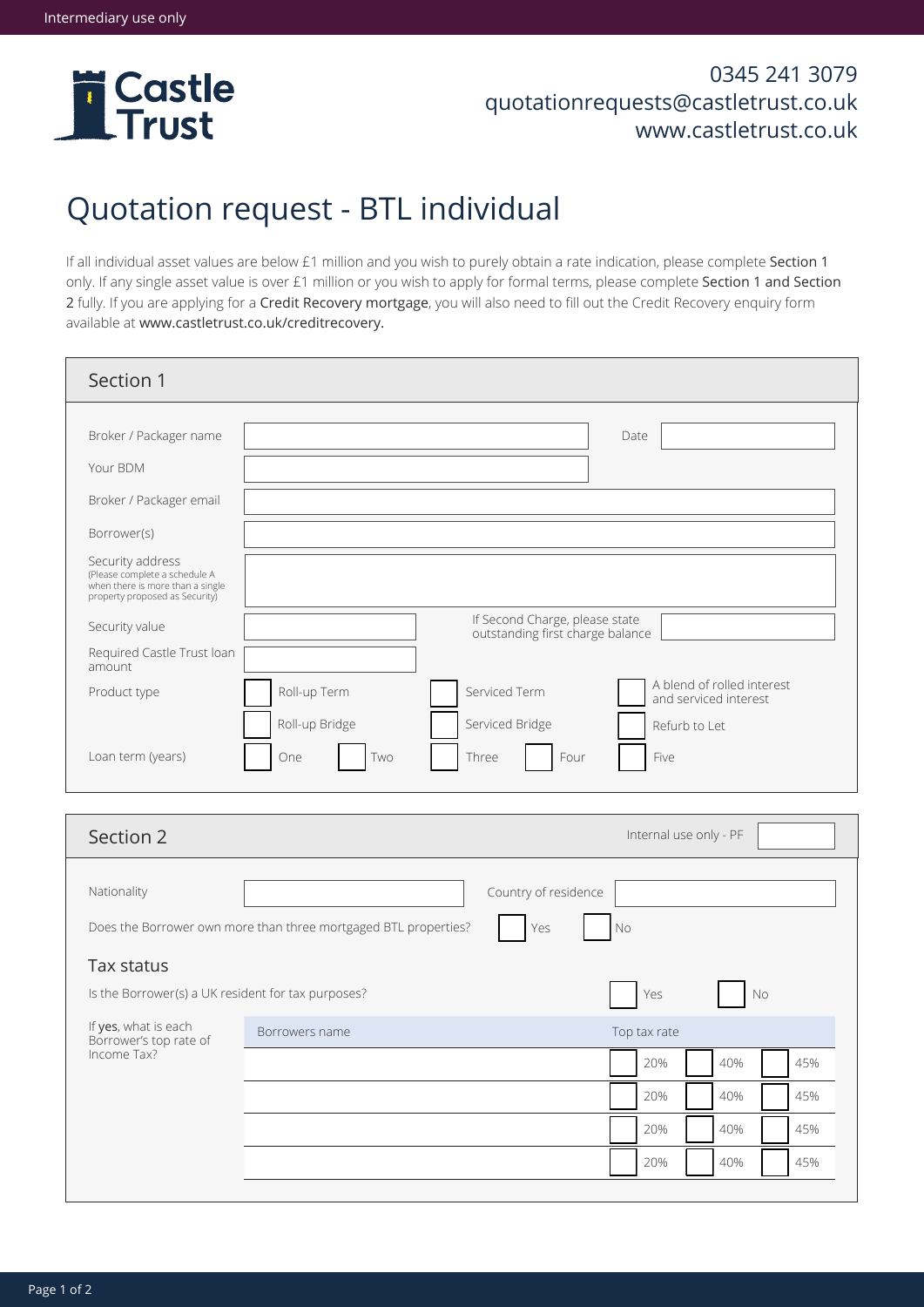Intermediary use only

**Castle Trust**

0345 241 3079
quotationrequests@castletrust.co.uk
www.castletrust.co.uk

# Quotation request - BTL individual

If all individual asset values are below £1 million and you wish to purely obtain a rate indication, please complete Section 1 only. If any single asset value is over £1 million or you wish to apply for formal terms, please complete Section 1 and Section 2 fully. If you are applying for a Credit Recovery mortgage, you will also need to fill out the Credit Recovery enquiry form available at www.castletrust.co.uk/creditrecovery.

## Section 1

Broker / Packager name: ____________ Date: ____________

Your BDM: ____________

Broker / Packager email: ____________

Borrower(s): ____________

Security address (Please complete a schedule A when there is more than a single property proposed as Security): ____________

Security value: ____________ If Second Charge, please state outstanding first charge balance: ____________

Required Castle Trust loan amount: ____________

Product type:
- ☐ Roll-up Term
- ☐ Serviced Term
- ☐ A blend of rolled interest and serviced interest
- ☐ Roll-up Bridge
- ☐ Serviced Bridge
- ☐ Refurb to Let

Loan term (years): ☐ One ☐ Two ☐ Three ☐ Four ☐ Five

## Section 2

Internal use only - PF: ____________

Nationality: ____________ Country of residence: ____________

Does the Borrower own more than three mortgaged BTL properties? ☐ Yes ☐ No

### Tax status

Is the Borrower(s) a UK resident for tax purposes? ☐ Yes ☐ No

If **yes**, what is each Borrower's top rate of Income Tax?

| Borrowers name | Top tax rate |
|---|---|
| | ☐ 20% ☐ 40% ☐ 45% |
| | ☐ 20% ☐ 40% ☐ 45% |
| | ☐ 20% ☐ 40% ☐ 45% |
| | ☐ 20% ☐ 40% ☐ 45% |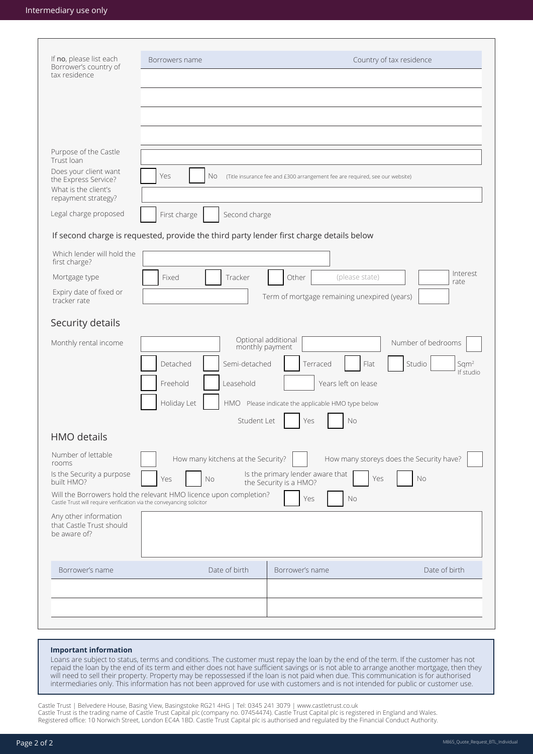If **no**, please list each Borrower's country of tax residence

| Borrowers name | Country of tax residence |
| --- | --- |
| | |
| | |
| | |
| | |

Purpose of the Castle Trust loan

Does your client want the Express Service? ☐ Yes ☐ No (Title insurance fee and £300 arrangement fee are required, see our website)

What is the client's repayment strategy?

Legal charge proposed ☐ First charge ☐ Second charge

If second charge is requested, provide the third party lender first charge details below

Which lender will hold the first charge?

Mortgage type ☐ Fixed ☐ Tracker ☐ Other (please state) Interest rate

Expiry date of fixed or tracker rate

Term of mortgage remaining unexpired (years)

## Security details

Monthly rental income

Optional additional monthly payment

Number of bedrooms

☐ Detached ☐ Semi-detached ☐ Terraced ☐ Flat ☐ Studio Sqm² If studio

☐ Freehold ☐ Leasehold Years left on lease

☐ Holiday Let ☐ HMO Please indicate the applicable HMO type below

Student Let ☐ Yes ☐ No

## HMO details

Number of lettable rooms

How many kitchens at the Security?

How many storeys does the Security have?

Is the Security a purpose built HMO? ☐ Yes ☐ No

Is the primary lender aware that the Security is a HMO? ☐ Yes ☐ No

Will the Borrowers hold the relevant HMO licence upon completion? ☐ Yes ☐ No

Castle Trust will require verification via the conveyancing solicitor

Any other information that Castle Trust should be aware of?

| Borrower's name | Date of birth | Borrower's name | Date of birth |
| --- | --- | --- | --- |
| | | | |
| | | | |

**Important information**

Loans are subject to status, terms and conditions. The customer must repay the loan by the end of the term. If the customer has not repaid the loan by the end of its term and either does not have sufficient savings or is not able to arrange another mortgage, then they will need to sell their property. Property may be repossessed if the loan is not paid when due. This communication is for authorised intermediaries only. This information has not been approved for use with customers and is not intended for public or customer use.

Castle Trust | Belvedere House, Basing View, Basingstoke RG21 4HG | Tel: 0345 241 3079 | www.castletrust.co.uk
Castle Trust is the trading name of Castle Trust Capital plc (company no. 07454474). Castle Trust Capital plc is registered in England and Wales. Registered office: 10 Norwich Street, London EC4A 1BD. Castle Trust Capital plc is authorised and regulated by the Financial Conduct Authority.